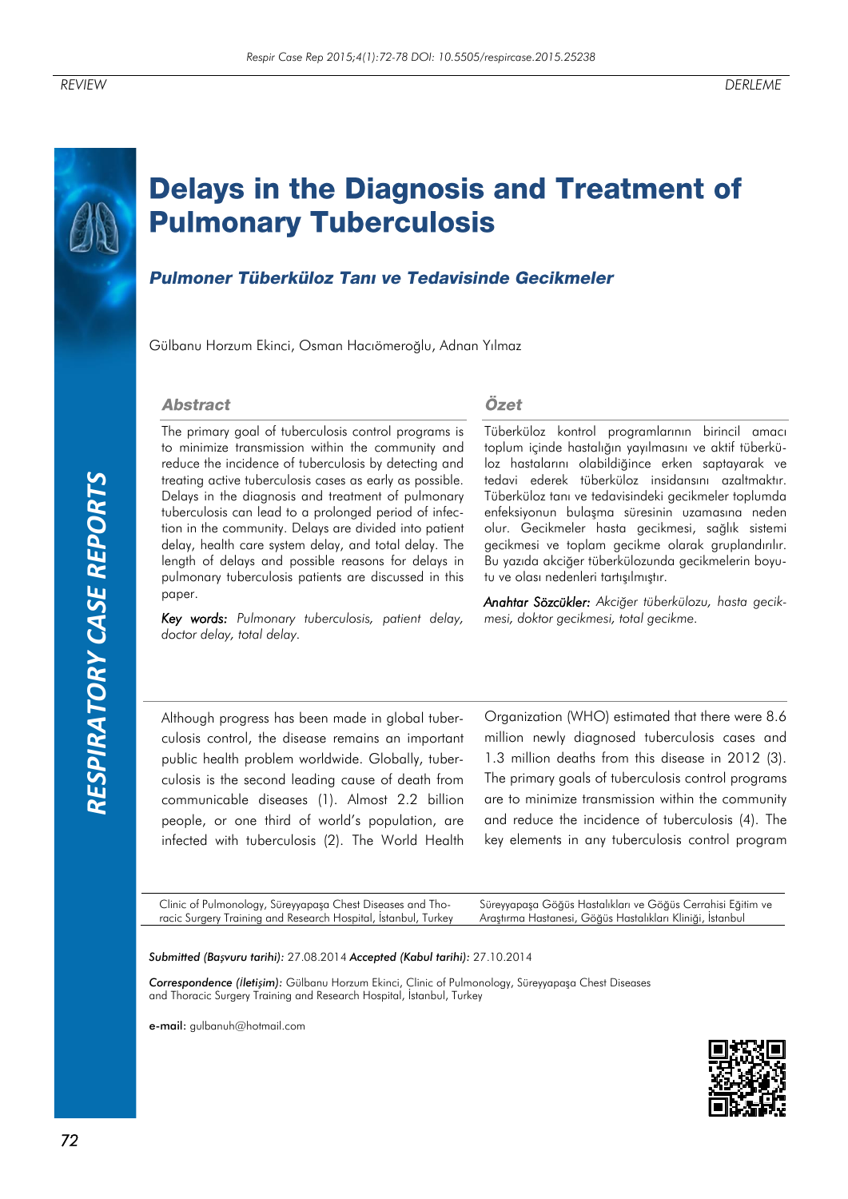REVIEW

DERLEME

# Delays in the Diagnosis and Treatment of Pulmonary Tuberculosis

## *Pulmoner Tüberküloz Tanı ve Tedavisinde Gecikmeler*

Gülbanu Horzum Ekinci, Osman Hacıömeroğlu, Adnan Yılmaz

### Abstract

The primary goal of tuberculosis control programs is to minimize transmission within the community and reduce the incidence of tuberculosis by detecting and treating active tuberculosis cases as early as possible. Delays in the diagnosis and treatment of pulmonary tuberculosis can lead to a prolonged period of infection in the community. Delays are divided into patient delay, health care system delay, and total delay. The length of delays and possible reasons for delays in pulmonary tuberculosis patients are discussed in this paper.

***Key words:*** *Pulmonary tuberculosis, patient delay, doctor delay, total delay.*

### Özet

Tüberküloz kontrol programlarının birincil amacı toplum içinde hastalığın yayılmasını ve aktif tüberküloz hastalarını olabildiğince erken saptayarak ve tedavi ederek tüberküloz insidansını azaltmaktır. Tüberküloz tanı ve tedavisindeki gecikmeler toplumda enfeksiyonun bulaşma süresinin uzamasına neden olur. Gecikmeler hasta gecikmesi, sağlık sistemi gecikmesi ve toplam gecikme olarak gruplandırılır. Bu yazıda akciğer tüberkülozunda gecikmelerin boyutu ve olası nedenleri tartışılmıştır.

***Anahtar Sözcükler:*** *Akciğer tüberkülozu, hasta gecikmesi, doktor gecikmesi, total gecikme.*

Although progress has been made in global tuberculosis control, the disease remains an important public health problem worldwide. Globally, tuberculosis is the second leading cause of death from communicable diseases (1). Almost 2.2 billion people, or one third of world's population, are infected with tuberculosis (2). The World Health Organization (WHO) estimated that there were 8.6 million newly diagnosed tuberculosis cases and 1.3 million deaths from this disease in 2012 (3). The primary goals of tuberculosis control programs are to minimize transmission within the community and reduce the incidence of tuberculosis (4). The key elements in any tuberculosis control program

Clinic of Pulmonology, Süreyyapaşa Chest Diseases and Thoracic Surgery Training and Research Hospital, İstanbul, Turkey

Süreyyapaşa Göğüs Hastalıkları ve Göğüs Cerrahisi Eğitim ve Araştırma Hastanesi, Göğüs Hastalıkları Kliniği, İstanbul

***Submitted (Başvuru tarihi):*** 27.08.2014 ***Accepted (Kabul tarihi):*** 27.10.2014

***Correspondence (İletişim):*** Gülbanu Horzum Ekinci, Clinic of Pulmonology, Süreyyapaşa Chest Diseases and Thoracic Surgery Training and Research Hospital, İstanbul, Turkey

**e-mail:** gulbanuh@hotmail.com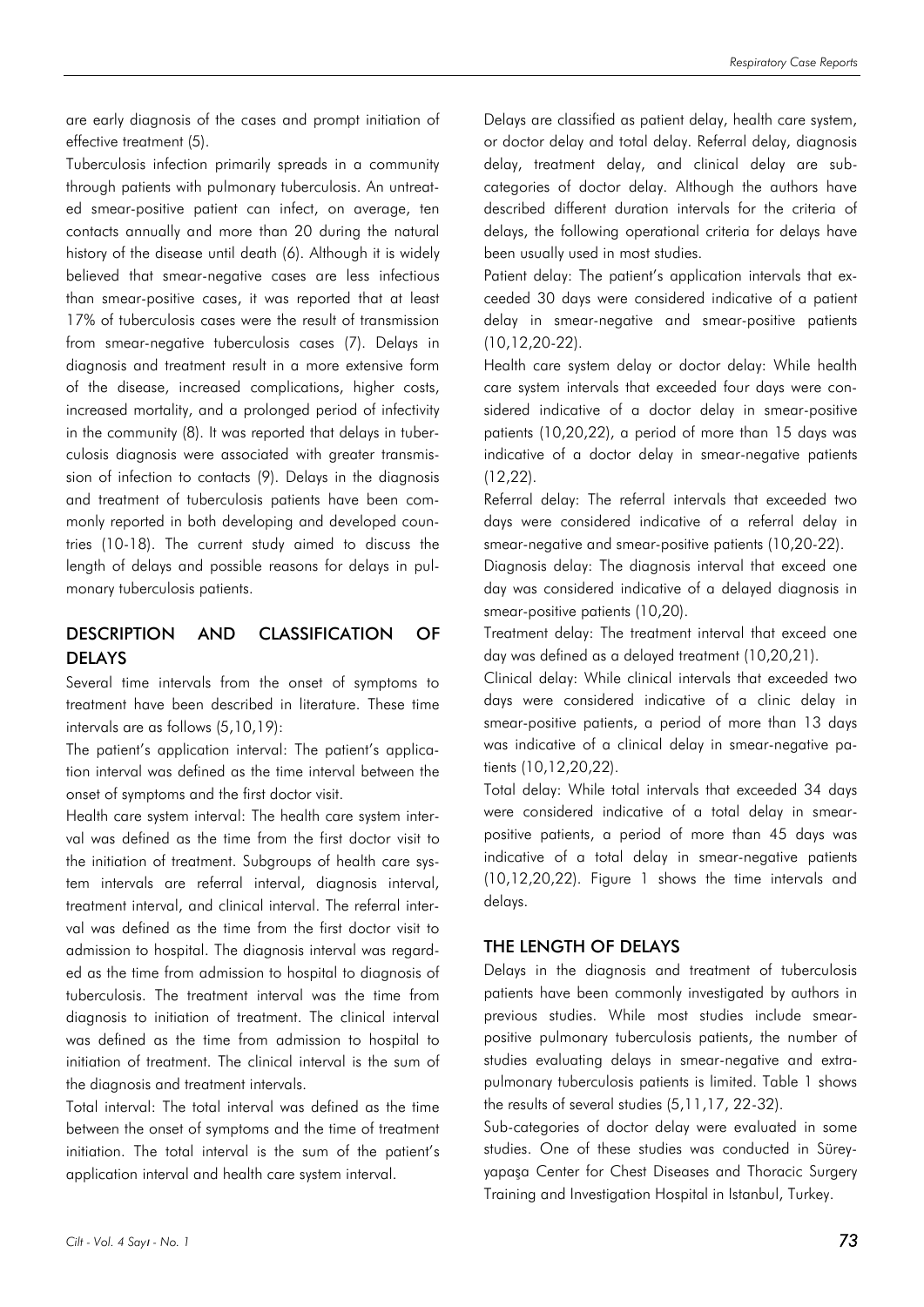are early diagnosis of the cases and prompt initiation of effective treatment (5).

Tuberculosis infection primarily spreads in a community through patients with pulmonary tuberculosis. An untreated smear-positive patient can infect, on average, ten contacts annually and more than 20 during the natural history of the disease until death (6). Although it is widely believed that smear-negative cases are less infectious than smear-positive cases, it was reported that at least 17% of tuberculosis cases were the result of transmission from smear-negative tuberculosis cases (7). Delays in diagnosis and treatment result in a more extensive form of the disease, increased complications, higher costs, increased mortality, and a prolonged period of infectivity in the community (8). It was reported that delays in tuberculosis diagnosis were associated with greater transmission of infection to contacts (9). Delays in the diagnosis and treatment of tuberculosis patients have been commonly reported in both developing and developed countries (10-18). The current study aimed to discuss the length of delays and possible reasons for delays in pulmonary tuberculosis patients.

## DESCRIPTION AND CLASSIFICATION OF DELAYS

Several time intervals from the onset of symptoms to treatment have been described in literature. These time intervals are as follows (5,10,19):

The patient's application interval: The patient's application interval was defined as the time interval between the onset of symptoms and the first doctor visit.

Health care system interval: The health care system interval was defined as the time from the first doctor visit to the initiation of treatment. Subgroups of health care system intervals are referral interval, diagnosis interval, treatment interval, and clinical interval. The referral interval was defined as the time from the first doctor visit to admission to hospital. The diagnosis interval was regarded as the time from admission to hospital to diagnosis of tuberculosis. The treatment interval was the time from diagnosis to initiation of treatment. The clinical interval was defined as the time from admission to hospital to initiation of treatment. The clinical interval is the sum of the diagnosis and treatment intervals.

Total interval: The total interval was defined as the time between the onset of symptoms and the time of treatment initiation. The total interval is the sum of the patient's application interval and health care system interval.

Delays are classified as patient delay, health care system, or doctor delay and total delay. Referral delay, diagnosis delay, treatment delay, and clinical delay are subcategories of doctor delay. Although the authors have described different duration intervals for the criteria of delays, the following operational criteria for delays have been usually used in most studies.

Patient delay: The patient's application intervals that exceeded 30 days were considered indicative of a patient delay in smear-negative and smear-positive patients (10,12,20-22).

Health care system delay or doctor delay: While health care system intervals that exceeded four days were considered indicative of a doctor delay in smear-positive patients (10,20,22), a period of more than 15 days was indicative of a doctor delay in smear-negative patients (12,22).

Referral delay: The referral intervals that exceeded two days were considered indicative of a referral delay in smear-negative and smear-positive patients (10,20-22).

Diagnosis delay: The diagnosis interval that exceed one day was considered indicative of a delayed diagnosis in smear-positive patients (10,20).

Treatment delay: The treatment interval that exceed one day was defined as a delayed treatment (10,20,21).

Clinical delay: While clinical intervals that exceeded two days were considered indicative of a clinic delay in smear-positive patients, a period of more than 13 days was indicative of a clinical delay in smear-negative patients (10,12,20,22).

Total delay: While total intervals that exceeded 34 days were considered indicative of a total delay in smear-positive patients, a period of more than 45 days was indicative of a total delay in smear-negative patients (10,12,20,22). Figure 1 shows the time intervals and delays.

## THE LENGTH OF DELAYS

Delays in the diagnosis and treatment of tuberculosis patients have been commonly investigated by authors in previous studies. While most studies include smear-positive pulmonary tuberculosis patients, the number of studies evaluating delays in smear-negative and extrapulmonary tuberculosis patients is limited. Table 1 shows the results of several studies (5,11,17, 22-32).

Sub-categories of doctor delay were evaluated in some studies. One of these studies was conducted in Süreyyapaşa Center for Chest Diseases and Thoracic Surgery Training and Investigation Hospital in Istanbul, Turkey.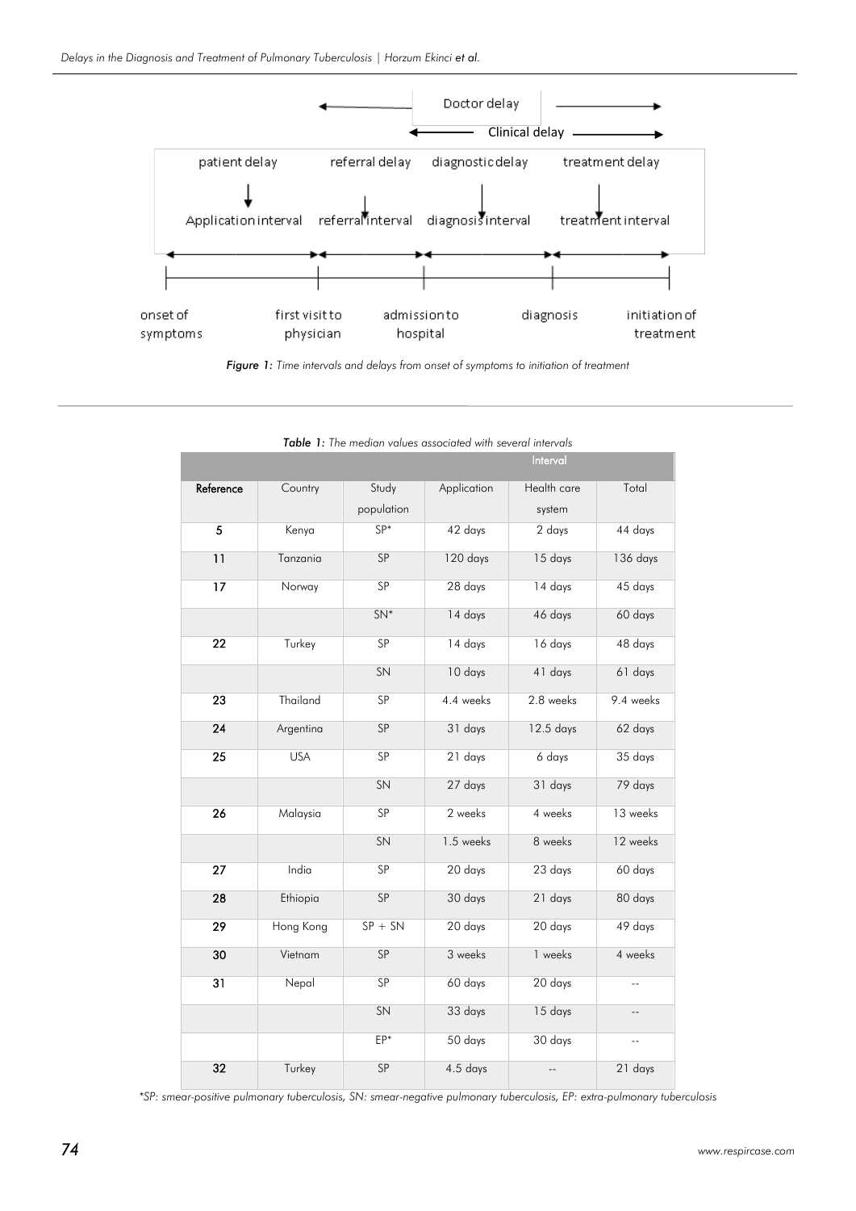Figure 1: Time intervals and delays from onset of symptoms to initiation of treatment

Table 1: The median values associated with several intervals

| Reference | Country | Study population | Application | Health care system | Total |
|---|---|---|---|---|---|
| | | | Interval | | |
| 5 | Kenya | SP* | 42 days | 2 days | 44 days |
| 11 | Tanzania | SP | 120 days | 15 days | 136 days |
| 17 | Norway | SP | 28 days | 14 days | 45 days |
| | | SN* | 14 days | 46 days | 60 days |
| 22 | Turkey | SP | 14 days | 16 days | 48 days |
| | | SN | 10 days | 41 days | 61 days |
| 23 | Thailand | SP | 4.4 weeks | 2.8 weeks | 9.4 weeks |
| 24 | Argentina | SP | 31 days | 12.5 days | 62 days |
| 25 | USA | SP | 21 days | 6 days | 35 days |
| | | SN | 27 days | 31 days | 79 days |
| 26 | Malaysia | SP | 2 weeks | 4 weeks | 13 weeks |
| | | SN | 1.5 weeks | 8 weeks | 12 weeks |
| 27 | India | SP | 20 days | 23 days | 60 days |
| 28 | Ethiopia | SP | 30 days | 21 days | 80 days |
| 29 | Hong Kong | SP + SN | 20 days | 20 days | 49 days |
| 30 | Vietnam | SP | 3 weeks | 1 weeks | 4 weeks |
| 31 | Nepal | SP | 60 days | 20 days | -- |
| | | SN | 33 days | 15 days | -- |
| | | EP* | 50 days | 30 days | -- |
| 32 | Turkey | SP | 4.5 days | -- | 21 days |

*SP: smear-positive pulmonary tuberculosis, SN: smear-negative pulmonary tuberculosis, EP: extra-pulmonary tuberculosis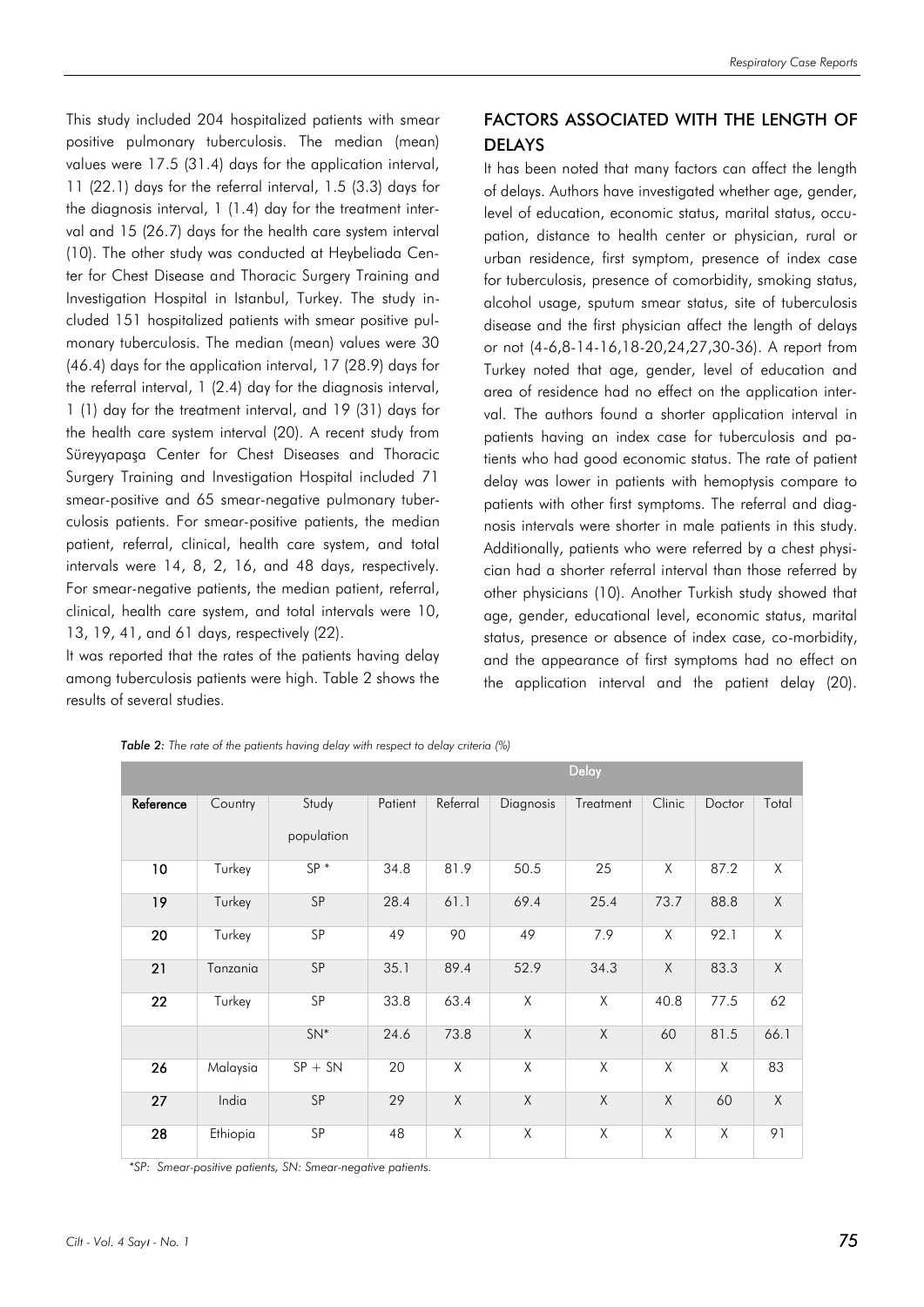This study included 204 hospitalized patients with smear positive pulmonary tuberculosis. The median (mean) values were 17.5 (31.4) days for the application interval, 11 (22.1) days for the referral interval, 1.5 (3.3) days for the diagnosis interval, 1 (1.4) day for the treatment interval and 15 (26.7) days for the health care system interval (10). The other study was conducted at Heybeliada Center for Chest Disease and Thoracic Surgery Training and Investigation Hospital in Istanbul, Turkey. The study included 151 hospitalized patients with smear positive pulmonary tuberculosis. The median (mean) values were 30 (46.4) days for the application interval, 17 (28.9) days for the referral interval, 1 (2.4) day for the diagnosis interval, 1 (1) day for the treatment interval, and 19 (31) days for the health care system interval (20). A recent study from Süreyyapaşa Center for Chest Diseases and Thoracic Surgery Training and Investigation Hospital included 71 smear-positive and 65 smear-negative pulmonary tuberculosis patients. For smear-positive patients, the median patient, referral, clinical, health care system, and total intervals were 14, 8, 2, 16, and 48 days, respectively. For smear-negative patients, the median patient, referral, clinical, health care system, and total intervals were 10, 13, 19, 41, and 61 days, respectively (22).

It was reported that the rates of the patients having delay among tuberculosis patients were high. Table 2 shows the results of several studies.

## FACTORS ASSOCIATED WITH THE LENGTH OF DELAYS

It has been noted that many factors can affect the length of delays. Authors have investigated whether age, gender, level of education, economic status, marital status, occupation, distance to health center or physician, rural or urban residence, first symptom, presence of index case for tuberculosis, presence of comorbidity, smoking status, alcohol usage, sputum smear status, site of tuberculosis disease and the first physician affect the length of delays or not (4-6,8-14-16,18-20,24,27,30-36). A report from Turkey noted that age, gender, level of education and area of residence had no effect on the application interval. The authors found a shorter application interval in patients having an index case for tuberculosis and patients who had good economic status. The rate of patient delay was lower in patients with hemoptysis compare to patients with other first symptoms. The referral and diagnosis intervals were shorter in male patients in this study. Additionally, patients who were referred by a chest physician had a shorter referral interval than those referred by other physicians (10). Another Turkish study showed that age, gender, educational level, economic status, marital status, presence or absence of index case, co-morbidity, and the appearance of first symptoms had no effect on the application interval and the patient delay (20).

*Table 2: The rate of the patients having delay with respect to delay criteria (%)*

| | | | Delay | | | | | | |
|---|---|---|---|---|---|---|---|---|---|
| **Reference** | Country | Study population | Patient | Referral | Diagnosis | Treatment | Clinic | Doctor | Total |
| **10** | Turkey | SP * | 34.8 | 81.9 | 50.5 | 25 | X | 87.2 | X |
| **19** | Turkey | SP | 28.4 | 61.1 | 69.4 | 25.4 | 73.7 | 88.8 | X |
| **20** | Turkey | SP | 49 | 90 | 49 | 7.9 | X | 92.1 | X |
| **21** | Tanzania | SP | 35.1 | 89.4 | 52.9 | 34.3 | X | 83.3 | X |
| **22** | Turkey | SP | 33.8 | 63.4 | X | X | 40.8 | 77.5 | 62 |
| | | SN* | 24.6 | 73.8 | X | X | 60 | 81.5 | 66.1 |
| **26** | Malaysia | SP + SN | 20 | X | X | X | X | X | 83 |
| **27** | India | SP | 29 | X | X | X | X | 60 | X |
| **28** | Ethiopia | SP | 48 | X | X | X | X | X | 91 |

*SP: Smear-positive patients, SN: Smear-negative patients.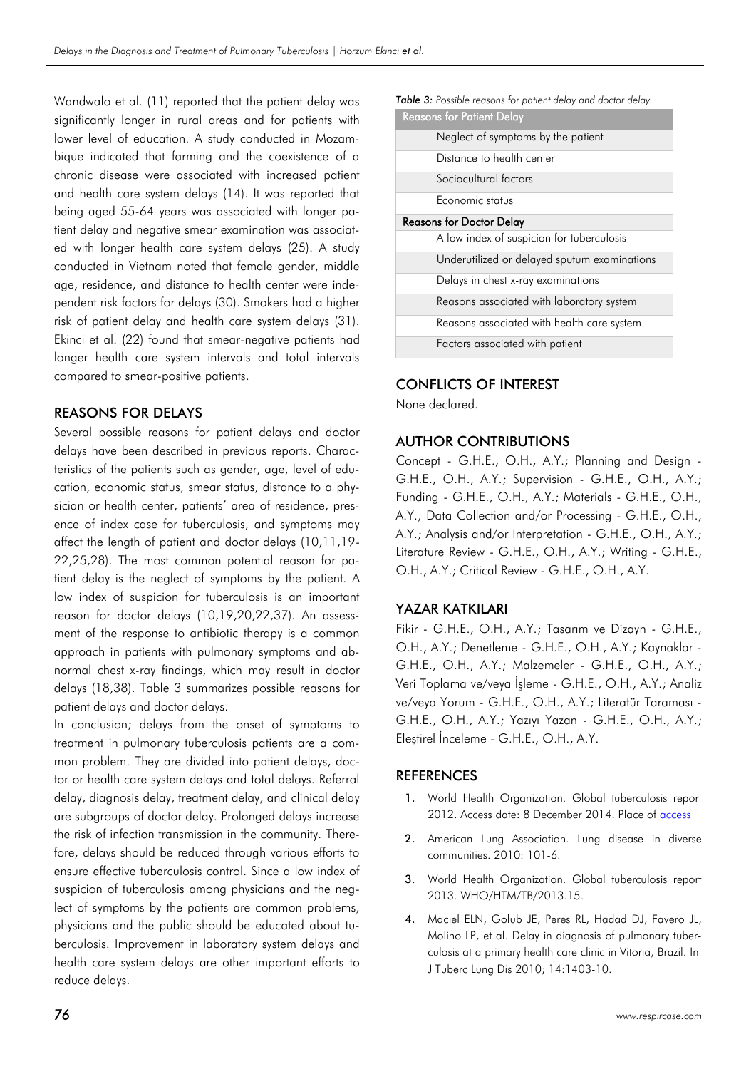Wandwalo et al. (11) reported that the patient delay was significantly longer in rural areas and for patients with lower level of education. A study conducted in Mozambique indicated that farming and the coexistence of a chronic disease were associated with increased patient and health care system delays (14). It was reported that being aged 55-64 years was associated with longer patient delay and negative smear examination was associated with longer health care system delays (25). A study conducted in Vietnam noted that female gender, middle age, residence, and distance to health center were independent risk factors for delays (30). Smokers had a higher risk of patient delay and health care system delays (31). Ekinci et al. (22) found that smear-negative patients had longer health care system intervals and total intervals compared to smear-positive patients.

## REASONS FOR DELAYS

Several possible reasons for patient delays and doctor delays have been described in previous reports. Characteristics of the patients such as gender, age, level of education, economic status, smear status, distance to a physician or health center, patients' area of residence, presence of index case for tuberculosis, and symptoms may affect the length of patient and doctor delays (10,11,19-22,25,28). The most common potential reason for patient delay is the neglect of symptoms by the patient. A low index of suspicion for tuberculosis is an important reason for doctor delays (10,19,20,22,37). An assessment of the response to antibiotic therapy is a common approach in patients with pulmonary symptoms and abnormal chest x-ray findings, which may result in doctor delays (18,38). Table 3 summarizes possible reasons for patient delays and doctor delays.

In conclusion; delays from the onset of symptoms to treatment in pulmonary tuberculosis patients are a common problem. They are divided into patient delays, doctor or health care system delays and total delays. Referral delay, diagnosis delay, treatment delay, and clinical delay are subgroups of doctor delay. Prolonged delays increase the risk of infection transmission in the community. Therefore, delays should be reduced through various efforts to ensure effective tuberculosis control. Since a low index of suspicion of tuberculosis among physicians and the neglect of symptoms by the patients are common problems, physicians and the public should be educated about tuberculosis. Improvement in laboratory system delays and health care system delays are other important efforts to reduce delays.

***Table 3:*** *Possible reasons for patient delay and doctor delay*

| Reasons for Patient Delay | |
|---|---|
| | Neglect of symptoms by the patient |
| | Distance to health center |
| | Sociocultural factors |
| | Economic status |
| **Reasons for Doctor Delay** | |
| | A low index of suspicion for tuberculosis |
| | Underutilized or delayed sputum examinations |
| | Delays in chest x-ray examinations |
| | Reasons associated with laboratory system |
| | Reasons associated with health care system |
| | Factors associated with patient |

## CONFLICTS OF INTEREST

None declared.

## AUTHOR CONTRIBUTIONS

Concept - G.H.E., O.H., A.Y.; Planning and Design - G.H.E., O.H., A.Y.; Supervision - G.H.E., O.H., A.Y.; Funding - G.H.E., O.H., A.Y.; Materials - G.H.E., O.H., A.Y.; Data Collection and/or Processing - G.H.E., O.H., A.Y.; Analysis and/or Interpretation - G.H.E., O.H., A.Y.; Literature Review - G.H.E., O.H., A.Y.; Writing - G.H.E., O.H., A.Y.; Critical Review - G.H.E., O.H., A.Y.

## YAZAR KATKILARI

Fikir - G.H.E., O.H., A.Y.; Tasarım ve Dizayn - G.H.E., O.H., A.Y.; Denetleme - G.H.E., O.H., A.Y.; Kaynaklar - G.H.E., O.H., A.Y.; Malzemeler - G.H.E., O.H., A.Y.; Veri Toplama ve/veya İşleme - G.H.E., O.H., A.Y.; Analiz ve/veya Yorum - G.H.E., O.H., A.Y.; Literatür Taraması - G.H.E., O.H., A.Y.; Yazıyı Yazan - G.H.E., O.H., A.Y.; Eleştirel İnceleme - G.H.E., O.H., A.Y.

## REFERENCES

1. World Health Organization. Global tuberculosis report 2012. Access date: 8 December 2014. Place of access
2. American Lung Association. Lung disease in diverse communities. 2010: 101-6.
3. World Health Organization. Global tuberculosis report 2013. WHO/HTM/TB/2013.15.
4. Maciel ELN, Golub JE, Peres RL, Hadad DJ, Favero JL, Molino LP, et al. Delay in diagnosis of pulmonary tuberculosis at a primary health care clinic in Vitoria, Brazil. Int J Tuberc Lung Dis 2010; 14:1403-10.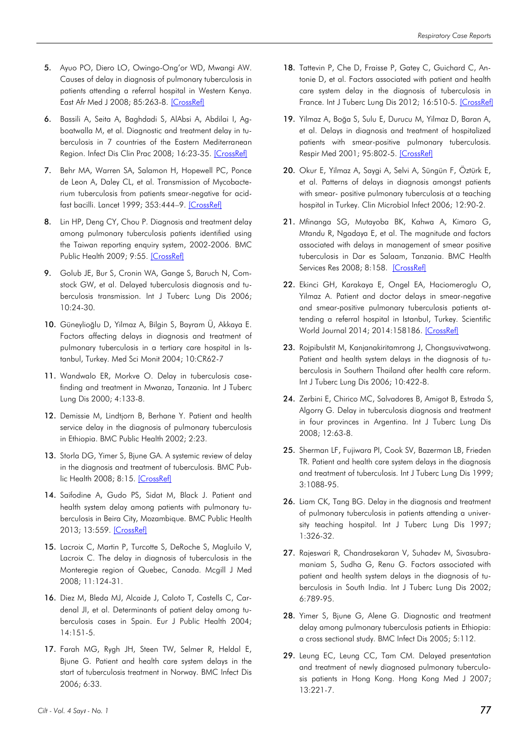5. Ayuo PO, Diero LO, Owingo-Ong'or WD, Mwangi AW. Causes of delay in diagnosis of pulmonary tuberculosis in patients attending a referral hospital in Western Kenya. East Afr Med J 2008; 85:263-8. [CrossRef]

6. Bassili A, Seita A, Baghdadi S, AlAbsi A, Abdilai I, Agboatwalla M, et al. Diagnostic and treatment delay in tuberculosis in 7 countries of the Eastern Mediterranean Region. Infect Dis Clin Prac 2008; 16:23-35. [CrossRef]

7. Behr MA, Warren SA, Salamon H, Hopewell PC, Ponce de Leon A, Daley CL, et al. Transmission of Mycobacterium tuberculosis from patients smear-negative for acid-fast bacilli. Lancet 1999; 353:444–9. [CrossRef]

8. Lin HP, Deng CY, Chou P. Diagnosis and treatment delay among pulmonary tuberculosis patients identified using the Taiwan reporting enquiry system, 2002-2006. BMC Public Health 2009; 9:55. [CrossRef]

9. Golub JE, Bur S, Cronin WA, Gange S, Baruch N, Comstock GW, et al. Delayed tuberculosis diagnosis and tuberculosis transmission. Int J Tuberc Lung Dis 2006; 10:24-30.

10. Güneylioğlu D, Yilmaz A, Bilgin S, Bayram Ü, Akkaya E. Factors affecting delays in diagnosis and treatment of pulmonary tuberculosis in a tertiary care hospital in Istanbul, Turkey. Med Sci Monit 2004; 10:CR62-7

11. Wandwalo ER, Morkve O. Delay in tuberculosis case-finding and treatment in Mwanza, Tanzania. Int J Tuberc Lung Dis 2000; 4:133-8.

12. Demissie M, Lindtjorn B, Berhane Y. Patient and health service delay in the diagnosis of pulmonary tuberculosis in Ethiopia. BMC Public Health 2002; 2:23.

13. Storla DG, Yimer S, Bjune GA. A systemic review of delay in the diagnosis and treatment of tuberculosis. BMC Public Health 2008; 8:15. [CrossRef]

14. Saifodine A, Gudo PS, Sidat M, Black J. Patient and health system delay among patients with pulmonary tuberculosis in Beira City, Mozambique. BMC Public Health 2013; 13:559. [CrossRef]

15. Lacroix C, Martin P, Turcotte S, DeRoche S, Magluilo V, Lacroix C. The delay in diagnosis of tuberculosis in the Monteregie region of Quebec, Canada. Mcgill J Med 2008; 11:124-31.

16. Diez M, Bleda MJ, Alcaide J, Caloto T, Castells C, Cardenal JI, et al. Determinants of patient delay among tuberculosis cases in Spain. Eur J Public Health 2004; 14:151-5.

17. Farah MG, Rygh JH, Steen TW, Selmer R, Heldal E, Bjune G. Patient and health care system delays in the start of tuberculosis treatment in Norway. BMC Infect Dis 2006; 6:33.

18. Tattevin P, Che D, Fraisse P, Gatey C, Guichard C, Antonie D, et al. Factors associated with patient and health care system delay in the diagnosis of tuberculosis in France. Int J Tuberc Lung Dis 2012; 16:510-5. [CrossRef]

19. Yilmaz A, Boğa S, Sulu E, Durucu M, Yilmaz D, Baran A, et al. Delays in diagnosis and treatment of hospitalized patients with smear-positive pulmonary tuberculosis. Respir Med 2001; 95:802-5. [CrossRef]

20. Okur E, Yilmaz A, Saygi A, Selvi A, Süngün F, Öztürk E, et al. Patterns of delays in diagnosis amongst patients with smear- positive pulmonary tuberculosis at a teaching hospital in Turkey. Clin Microbiol Infect 2006; 12:90-2.

21. Mfinanga SG, Mutayoba BK, Kahwa A, Kimaro G, Mtandu R, Ngadaya E, et al. The magnitude and factors associated with delays in management of smear positive tuberculosis in Dar es Salaam, Tanzania. BMC Health Services Res 2008; 8:158. [CrossRef]

22. Ekinci GH, Karakaya E, Ongel EA, Haciomeroglu O, Yilmaz A. Patient and doctor delays in smear-negative and smear-positive pulmonary tuberculosis patients attending a referral hospital in Istanbul, Turkey. Scientific World Journal 2014; 2014:158186. [CrossRef]

23. Rojpibulstit M, Kanjanakiritamrong J, Chongsuvivatwong. Patient and health system delays in the diagnosis of tuberculosis in Southern Thailand after health care reform. Int J Tuberc Lung Dis 2006; 10:422-8.

24. Zerbini E, Chirico MC, Salvadores B, Amigot B, Estrada S, Algorry G. Delay in tuberculosis diagnosis and treatment in four provinces in Argentina. Int J Tuberc Lung Dis 2008; 12:63-8.

25. Sherman LF, Fujiwara PI, Cook SV, Bazerman LB, Frieden TR. Patient and health care system delays in the diagnosis and treatment of tuberculosis. Int J Tuberc Lung Dis 1999; 3:1088-95.

26. Liam CK, Tang BG. Delay in the diagnosis and treatment of pulmonary tuberculosis in patients attending a university teaching hospital. Int J Tuberc Lung Dis 1997; 1:326-32.

27. Rajeswari R, Chandrasekaran V, Suhadev M, Sivasubramaniam S, Sudha G, Renu G. Factors associated with patient and health system delays in the diagnosis of tuberculosis in South India. Int J Tuberc Lung Dis 2002; 6:789-95.

28. Yimer S, Bjune G, Alene G. Diagnostic and treatment delay among pulmonary tuberculosis patients in Ethiopia: a cross sectional study. BMC Infect Dis 2005; 5:112.

29. Leung EC, Leung CC, Tam CM. Delayed presentation and treatment of newly diagnosed pulmonary tuberculosis patients in Hong Kong. Hong Kong Med J 2007; 13:221-7.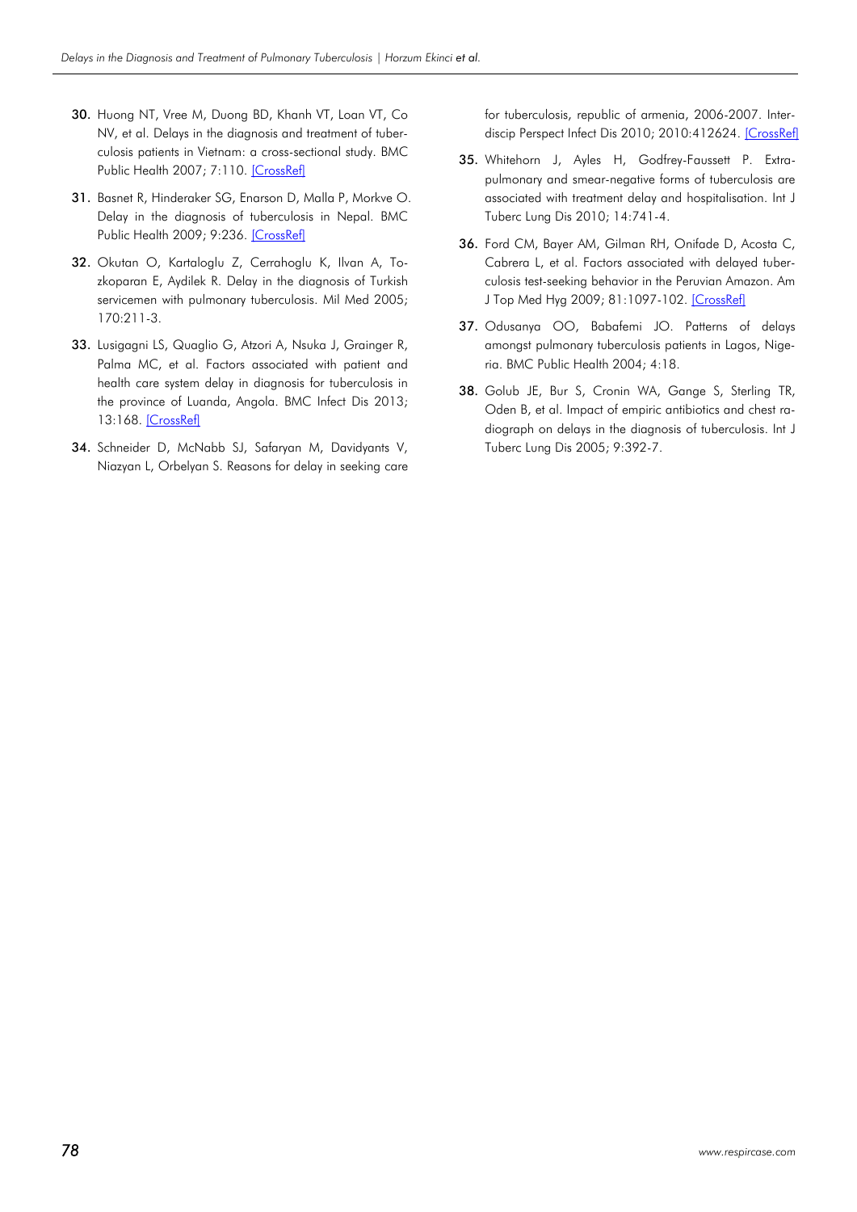30. Huong NT, Vree M, Duong BD, Khanh VT, Loan VT, Co NV, et al. Delays in the diagnosis and treatment of tuberculosis patients in Vietnam: a cross-sectional study. BMC Public Health 2007; 7:110. [CrossRef]

31. Basnet R, Hinderaker SG, Enarson D, Malla P, Morkve O. Delay in the diagnosis of tuberculosis in Nepal. BMC Public Health 2009; 9:236. [CrossRef]

32. Okutan O, Kartaloglu Z, Cerrahoglu K, Ilvan A, Tozkoparan E, Aydilek R. Delay in the diagnosis of Turkish servicemen with pulmonary tuberculosis. Mil Med 2005; 170:211-3.

33. Lusigagni LS, Quaglio G, Atzori A, Nsuka J, Grainger R, Palma MC, et al. Factors associated with patient and health care system delay in diagnosis for tuberculosis in the province of Luanda, Angola. BMC Infect Dis 2013; 13:168. [CrossRef]

34. Schneider D, McNabb SJ, Safaryan M, Davidyants V, Niazyan L, Orbelyan S. Reasons for delay in seeking care for tuberculosis, republic of armenia, 2006-2007. Interdiscip Perspect Infect Dis 2010; 2010:412624. [CrossRef]

35. Whitehorn J, Ayles H, Godfrey-Faussett P. Extra-pulmonary and smear-negative forms of tuberculosis are associated with treatment delay and hospitalisation. Int J Tuberc Lung Dis 2010; 14:741-4.

36. Ford CM, Bayer AM, Gilman RH, Onifade D, Acosta C, Cabrera L, et al. Factors associated with delayed tuberculosis test-seeking behavior in the Peruvian Amazon. Am J Top Med Hyg 2009; 81:1097-102. [CrossRef]

37. Odusanya OO, Babafemi JO. Patterns of delays amongst pulmonary tuberculosis patients in Lagos, Nigeria. BMC Public Health 2004; 4:18.

38. Golub JE, Bur S, Cronin WA, Gange S, Sterling TR, Oden B, et al. Impact of empiric antibiotics and chest radiograph on delays in the diagnosis of tuberculosis. Int J Tuberc Lung Dis 2005; 9:392-7.